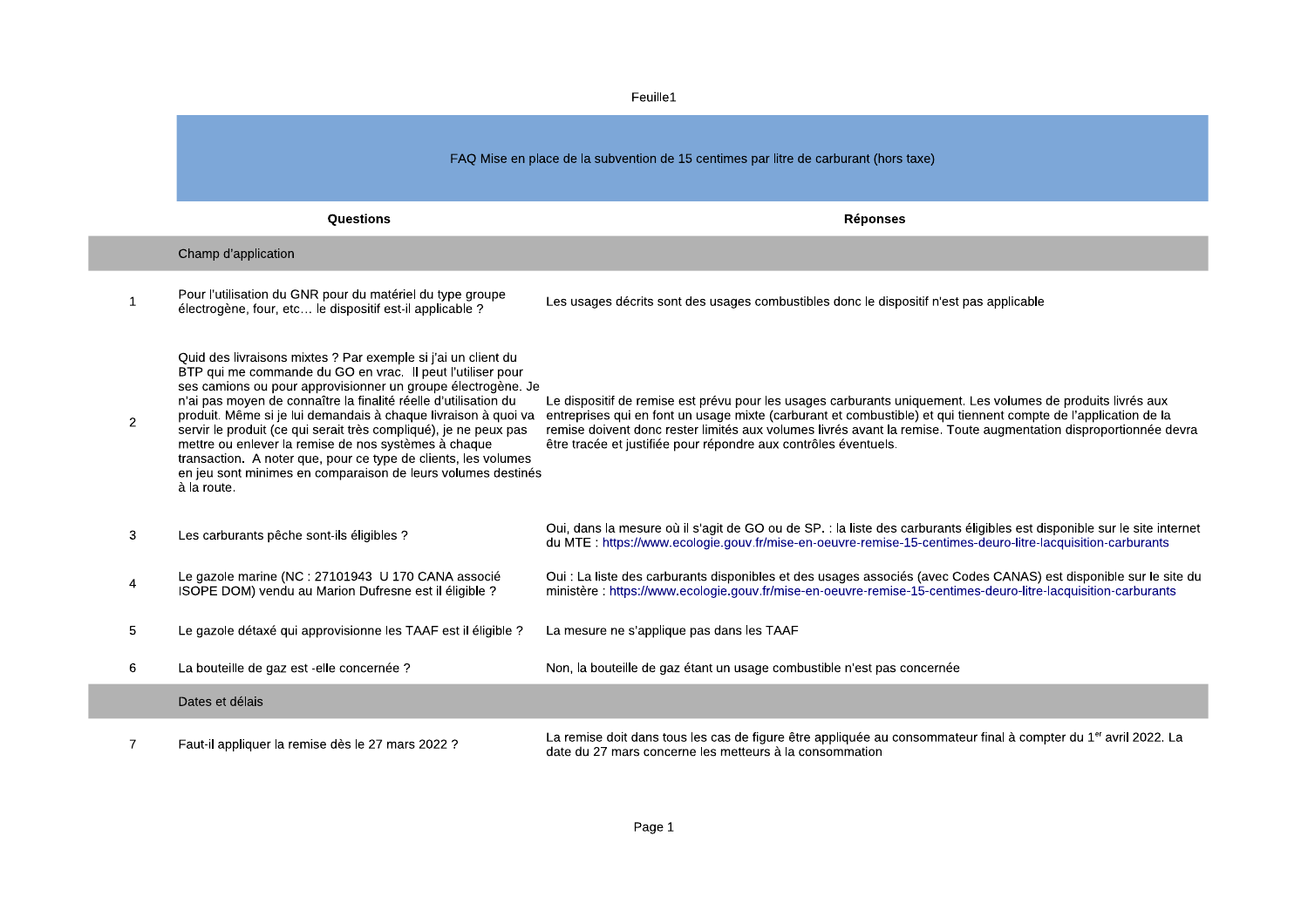# FAQ Mise en place de la subvention de 15 centimes par litre de carburant (hors taxe)

| | Questions | Réponses |
|---|---|---|
| | **Champ d'application** | |
| 1 | Pour l'utilisation du GNR pour du matériel du type groupe électrogène, four, etc… le dispositif est-il applicable ? | Les usages décrits sont des usages combustibles donc le dispositif n'est pas applicable |
| 2 | Quid des livraisons mixtes ? Par exemple si j'ai un client du BTP qui me commande du GO en vrac. Il peut l'utiliser pour ses camions ou pour approvisionner un groupe électrogène. Je n'ai pas moyen de connaître la finalité réelle d'utilisation du produit. Même si je lui demandais à chaque livraison à quoi va servir le produit (ce qui serait très compliqué), je ne peux pas mettre ou enlever la remise de nos systèmes à chaque transaction. A noter que, pour ce type de clients, les volumes en jeu sont minimes en comparaison de leurs volumes destinés à la route. | Le dispositif de remise est prévu pour les usages carburants uniquement. Les volumes de produits livrés aux entreprises qui en font un usage mixte (carburant et combustible) et qui tiennent compte de l'application de la remise doivent donc rester limités aux volumes livrés avant la remise. Toute augmentation disproportionnée devra être tracée et justifiée pour répondre aux contrôles éventuels. |
| 3 | Les carburants pêche sont-ils éligibles ? | Oui, dans la mesure où il s'agit de GO ou de SP. : la liste des carburants éligibles est disponible sur le site internet du MTE : https://www.ecologie.gouv.fr/mise-en-oeuvre-remise-15-centimes-deuro-litre-lacquisition-carburants |
| 4 | Le gazole marine (NC : 27101943 U 170 CANA associé ISOPE DOM) vendu au Marion Dufresne est il éligible ? | Oui : La liste des carburants disponibles et des usages associés (avec Codes CANAS) est disponible sur le site du ministère : https://www.ecologie.gouv.fr/mise-en-oeuvre-remise-15-centimes-deuro-litre-lacquisition-carburants |
| 5 | Le gazole détaxé qui approvisionne les TAAF est il éligible ? | La mesure ne s'applique pas dans les TAAF |
| 6 | La bouteille de gaz est -elle concernée ? | Non, la bouteille de gaz étant un usage combustible n'est pas concernée |
| | **Dates et délais** | |
| 7 | Faut-il appliquer la remise dès le 27 mars 2022 ? | La remise doit dans tous les cas de figure être appliquée au consommateur final à compter du 1er avril 2022. La date du 27 mars concerne les metteurs à la consommation |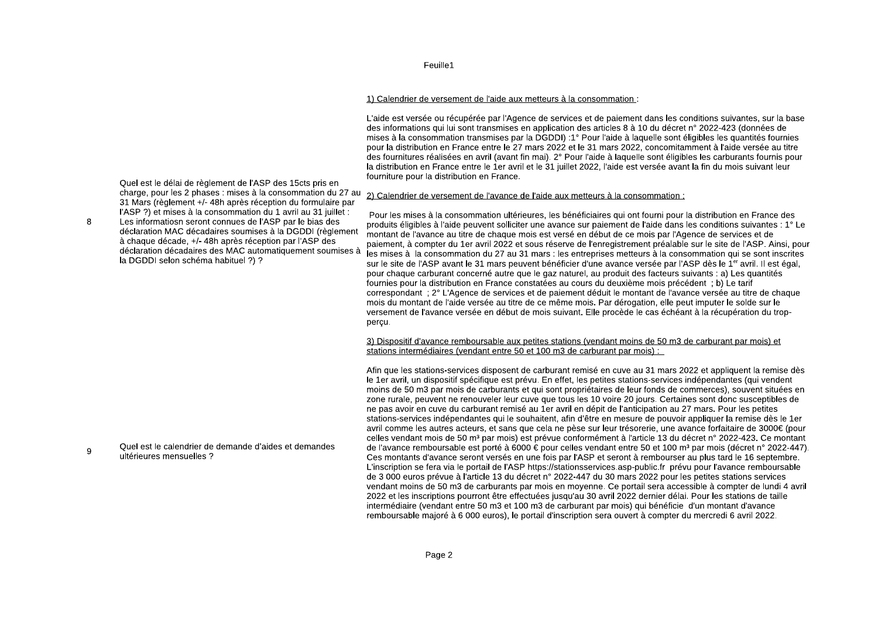| | | |
|---|---|---|
| 8 | Quel est le délai de règlement de l'ASP des 15cts pris en charge, pour les 2 phases : mises à la consommation du 27 au 31 Mars (règlement +/- 48h après réception du formulaire par l'ASP ?) et mises à la consommation du 1 avril au 31 juillet : Les informatiosn seront connues de l'ASP par le bias des déclaration MAC décadaires soumises à la DGDDI (règlement à chaque décade, +/- 48h après réception par l'ASP des déclaration décadaires des MAC automatiquement soumises à la DGDDI selon schéma habituel ?) ? | 1) Calendrier de versement de l'aide aux metteurs à la consommation :<br><br>L'aide est versée ou récupérée par l'Agence de services et de paiement dans les conditions suivantes, sur la base des informations qui lui sont transmises en application des articles 8 à 10 du décret n° 2022-423 (données de mises à la consommation transmises par la DGDDI) :1° Pour l'aide à laquelle sont éligibles les quantités fournies pour la distribution en France entre le 27 mars 2022 et le 31 mars 2022, concomitamment à l'aide versée au titre des fournitures réalisées en avril (avant fin mai). 2° Pour l'aide à laquelle sont éligibles les carburants fournis pour la distribution en France entre le 1er avril et le 31 juillet 2022, l'aide est versée avant la fin du mois suivant leur fourniture pour la distribution en France.<br><br>2) Calendrier de versement de l'avance de l'aide aux metteurs à la consommation :<br><br>Pour les mises à la consommation ultérieures, les bénéficiaires qui ont fourni pour la distribution en France des produits éligibles à l'aide peuvent solliciter une avance sur paiement de l'aide dans les conditions suivantes : 1° Le montant de l'avance au titre de chaque mois est versé en début de ce mois par l'Agence de services et de paiement, à compter du 1er avril 2022 et sous réserve de l'enregistrement préalable sur le site de l'ASP. Ainsi, pour les mises à la consommation du 27 au 31 mars : les entreprises metteurs à la consommation qui se sont inscrites sur le site de l'ASP avant le 31 mars peuvent bénéficier d'une avance versée par l'ASP dès le 1er avril. Il est égal, pour chaque carburant concerné autre que le gaz naturel, au produit des facteurs suivants : a) Les quantités fournies pour la distribution en France constatées au cours du deuxième mois précédent ; b) Le tarif correspondant ; 2° L'Agence de services et de paiement déduit le montant de l'avance versée au titre de chaque mois du montant de l'aide versée au titre de ce même mois. Par dérogation, elle peut imputer le solde sur le versement de l'avance versée en début de mois suivant. Elle procède le cas échéant à la récupération du trop-perçu. |
| 9 | Quel est le calendrier de demande d'aides et demandes ultérieures mensuelles ? | 3) Dispositif d'avance remboursable aux petites stations (vendant moins de 50 m3 de carburant par mois) et stations intermédiaires (vendant entre 50 et 100 m3 de carburant par mois) :<br><br>Afin que les stations-services disposent de carburant remisé en cuve au 31 mars 2022 et appliquent la remise dès le 1er avril, un dispositif spécifique est prévu. En effet, les petites stations-services indépendantes (qui vendent moins de 50 m3 par mois de carburants et qui sont propriétaires de leur fonds de commerces), souvent situées en zone rurale, peuvent ne renouveler leur cuve que tous les 10 voire 20 jours. Certaines sont donc susceptibles de ne pas avoir en cuve du carburant remisé au 1er avril en dépit de l'anticipation au 27 mars. Pour les petites stations-services indépendantes qui le souhaitent, afin d'être en mesure de pouvoir appliquer la remise dès le 1er avril comme les autres acteurs, et sans que cela ne pèse sur leur trésorerie, une avance forfaitaire de 3000€ (pour celles vendant mois de 50 m³ par mois) est prévue conformément à l'article 13 du décret n° 2022-423. Ce montant de l'avance remboursable est porté à 6000 € pour celles vendant entre 50 et 100 m³ par mois (décret n° 2022-447). Ces montants d'avance seront versés en une fois par l'ASP et seront à rembourser au plus tard le 16 septembre. L'inscription se fera via le portail de l'ASP https://stationsservices.asp-public.fr prévu pour l'avance remboursable de 3 000 euros prévue à l'article 13 du décret n° 2022-447 du 30 mars 2022 pour les petites stations services vendant moins de 50 m3 de carburants par mois en moyenne. Ce portail sera accessible à compter de lundi 4 avril 2022 et les inscriptions pourront être effectuées jusqu'au 30 avril 2022 dernier délai. Pour les stations de taille intermédiaire (vendant entre 50 m3 et 100 m3 de carburant par mois) qui bénéficie d'un montant d'avance remboursable majoré à 6 000 euros), le portail d'inscription sera ouvert à compter du mercredi 6 avril 2022. |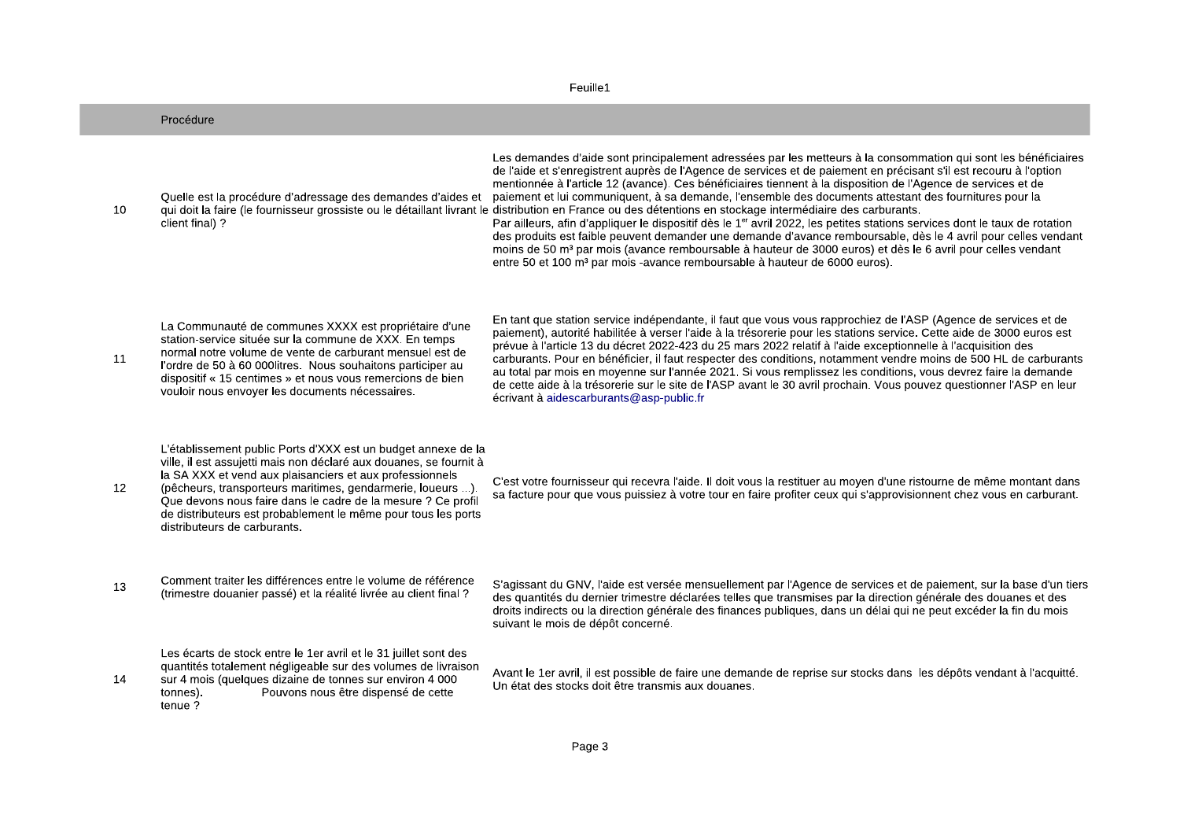| | Procédure | |
|---|---|---|
| 10 | Quelle est la procédure d'adressage des demandes d'aides et qui doit la faire (le fournisseur grossiste ou le détaillant livrant le client final) ? | Les demandes d'aide sont principalement adressées par les metteurs à la consommation qui sont les bénéficiaires de l'aide et s'enregistrent auprès de l'Agence de services et de paiement en précisant s'il est recouru à l'option mentionnée à l'article 12 (avance). Ces bénéficiaires tiennent à la disposition de l'Agence de services et de paiement et lui communiquent, à sa demande, l'ensemble des documents attestant des fournitures pour la distribution en France ou des détentions en stockage intermédiaire des carburants.<br>Par ailleurs, afin d'appliquer le dispositif dès le 1[er] avril 2022, les petites stations services dont le taux de rotation des produits est faible peuvent demander une demande d'avance remboursable, dès le 4 avril pour celles vendant moins de 50 m³ par mois (avance remboursable à hauteur de 3000 euros) et dès le 6 avril pour celles vendant entre 50 et 100 m³ par mois -avance remboursable à hauteur de 6000 euros). |
| 11 | La Communauté de communes XXXX est propriétaire d'une station-service située sur la commune de XXX. En temps normal notre volume de vente de carburant mensuel est de l'ordre de 50 à 60 000litres. Nous souhaitons participer au dispositif « 15 centimes » et nous vous remercions de bien vouloir nous envoyer les documents nécessaires. | En tant que station service indépendante, il faut que vous vous rapprochiez de l'ASP (Agence de services et de paiement), autorité habilitée à verser l'aide à la trésorerie pour les stations service. Cette aide de 3000 euros est prévue à l'article 13 du décret 2022-423 du 25 mars 2022 relatif à l'aide exceptionnelle à l'acquisition des carburants. Pour en bénéficier, il faut respecter des conditions, notamment vendre moins de 500 HL de carburants au total par mois en moyenne sur l'année 2021. Si vous remplissez les conditions, vous devrez faire la demande de cette aide à la trésorerie sur le site de l'ASP avant le 30 avril prochain. Vous pouvez questionner l'ASP en leur écrivant à aidescarburants@asp-public.fr |
| 12 | L'établissement public Ports d'XXX est un budget annexe de la ville, il est assujetti mais non déclaré aux douanes, se fournit à la SA XXX et vend aux plaisanciers et aux professionnels (pêcheurs, transporteurs maritimes, gendarmerie, loueurs ...). Que devons nous faire dans le cadre de la mesure ? Ce profil de distributeurs est probablement le même pour tous les ports distributeurs de carburants. | C'est votre fournisseur qui recevra l'aide. Il doit vous la restituer au moyen d'une ristourne de même montant dans sa facture pour que vous puissiez à votre tour en faire profiter ceux qui s'approvisionnent chez vous en carburant. |
| 13 | Comment traiter les différences entre le volume de référence (trimestre douanier passé) et la réalité livrée au client final ? | S'agissant du GNV, l'aide est versée mensuellement par l'Agence de services et de paiement, sur la base d'un tiers des quantités du dernier trimestre déclarées telles que transmises par la direction générale des douanes et des droits indirects ou la direction générale des finances publiques, dans un délai qui ne peut excéder la fin du mois suivant le mois de dépôt concerné. |
| 14 | Les écarts de stock entre le 1er avril et le 31 juillet sont des quantités totalement négligeable sur des volumes de livraison sur 4 mois (quelques dizaine de tonnes sur environ 4 000 tonnes). Pouvons nous être dispensé de cette tenue ? | Avant le 1er avril, il est possible de faire une demande de reprise sur stocks dans les dépôts vendant à l'acquitté. Un état des stocks doit être transmis aux douanes. |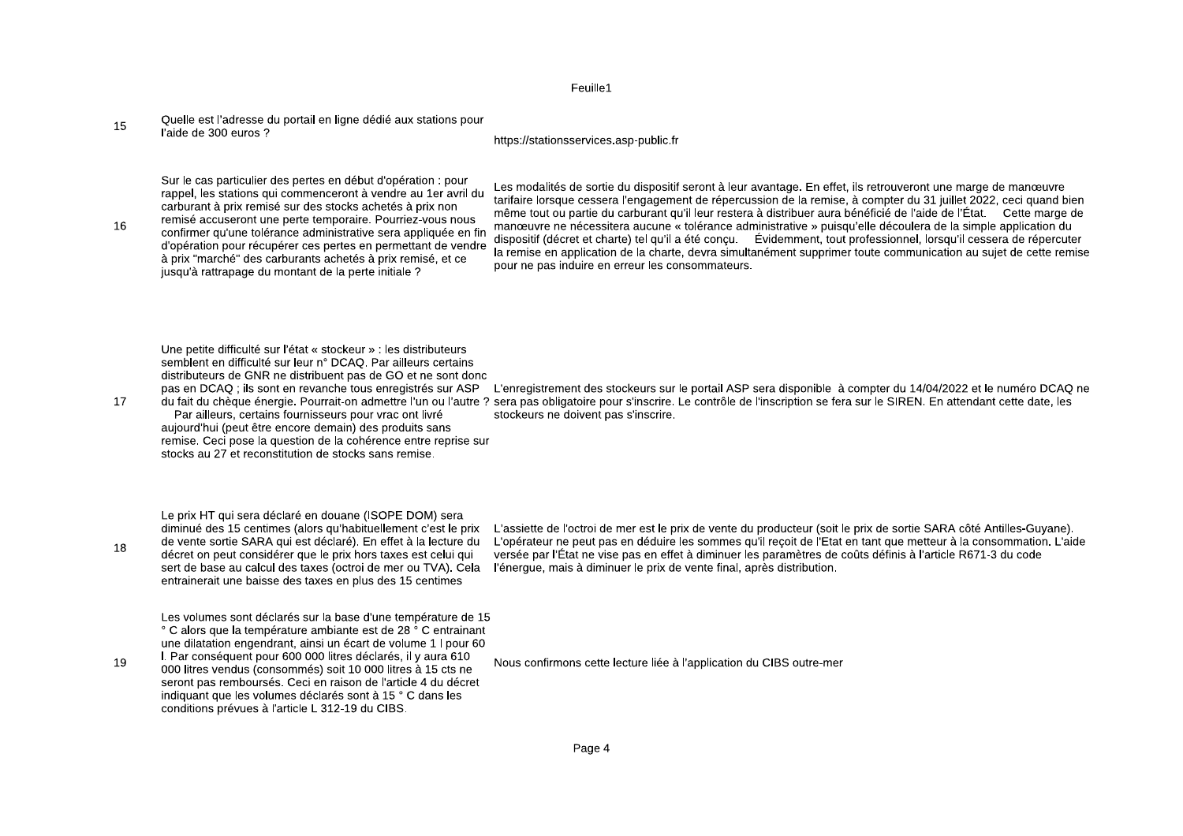| | | |
|---|---|---|
| 15 | Quelle est l'adresse du portail en ligne dédié aux stations pour l'aide de 300 euros ? | https://stationsservices.asp-public.fr |
| 16 | Sur le cas particulier des pertes en début d'opération : pour rappel, les stations qui commenceront à vendre au 1er avril du carburant à prix remisé sur des stocks achetés à prix non remisé accuseront une perte temporaire. Pourriez-vous nous confirmer qu'une tolérance administrative sera appliquée en fin d'opération pour récupérer ces pertes en permettant de vendre à prix "marché" des carburants achetés à prix remisé, et ce jusqu'à rattrapage du montant de la perte initiale ? | Les modalités de sortie du dispositif seront à leur avantage. En effet, ils retrouveront une marge de manœuvre tarifaire lorsque cessera l'engagement de répercussion de la remise, à compter du 31 juillet 2022, ceci quand bien même tout ou partie du carburant qu'il leur restera à distribuer aura bénéficié de l'aide de l'État. Cette marge de manœuvre ne nécessitera aucune « tolérance administrative » puisqu'elle découlera de la simple application du dispositif (décret et charte) tel qu'il a été conçu. Évidemment, tout professionnel, lorsqu'il cessera de répercuter la remise en application de la charte, devra simultanément supprimer toute communication au sujet de cette remise pour ne pas induire en erreur les consommateurs. |
| 17 | Une petite difficulté sur l'état « stockeur » : les distributeurs semblent en difficulté sur leur n° DCAQ. Par ailleurs certains distributeurs de GNR ne distribuent pas de GO et ne sont donc pas en DCAQ ; ils sont en revanche tous enregistrés sur ASP du fait du chèque énergie. Pourrait-on admettre l'un ou l'autre ? Par ailleurs, certains fournisseurs pour vrac ont livré aujourd'hui (peut être encore demain) des produits sans remise. Ceci pose la question de la cohérence entre reprise sur stocks au 27 et reconstitution de stocks sans remise. | L'enregistrement des stockeurs sur le portail ASP sera disponible à compter du 14/04/2022 et le numéro DCAQ ne sera pas obligatoire pour s'inscrire. Le contrôle de l'inscription se fera sur le SIREN. En attendant cette date, les stockeurs ne doivent pas s'inscrire. |
| 18 | Le prix HT qui sera déclaré en douane (ISOPE DOM) sera diminué des 15 centimes (alors qu'habituellement c'est le prix de vente sortie SARA qui est déclaré). En effet à la lecture du décret on peut considérer que le prix hors taxes est celui qui sert de base au calcul des taxes (octroi de mer ou TVA). Cela entrainerait une baisse des taxes en plus des 15 centimes | L'assiette de l'octroi de mer est le prix de vente du producteur (soit le prix de sortie SARA côté Antilles-Guyane). L'opérateur ne peut pas en déduire les sommes qu'il reçoit de l'Etat en tant que metteur à la consommation. L'aide versée par l'État ne vise pas en effet à diminuer les paramètres de coûts définis à l'article R671-3 du code l'énergue, mais à diminuer le prix de vente final, après distribution. |
| 19 | Les volumes sont déclarés sur la base d'une température de 15 ° C alors que la température ambiante est de 28 ° C entrainant une dilatation engendrant, ainsi un écart de volume 1 l pour 60 l. Par conséquent pour 600 000 litres déclarés, il y aura 610 000 litres vendus (consommés) soit 10 000 litres à 15 cts ne seront pas remboursés. Ceci en raison de l'article 4 du décret indiquant que les volumes déclarés sont à 15 ° C dans les conditions prévues à l'article L 312-19 du CIBS. | Nous confirmons cette lecture liée à l'application du CIBS outre-mer |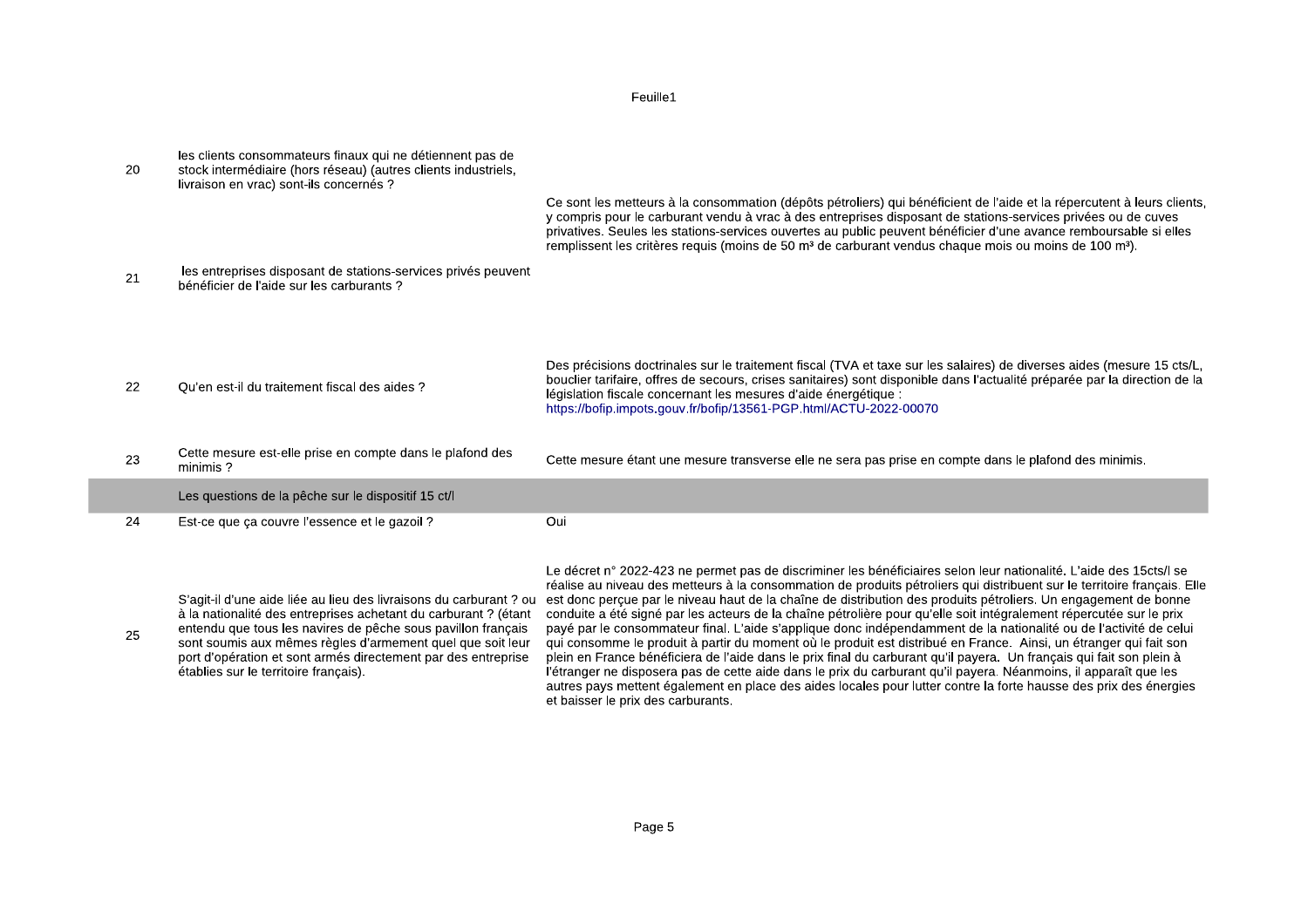| | | |
|---|---|---|
| 20 | les clients consommateurs finaux qui ne détiennent pas de stock intermédiaire (hors réseau) (autres clients industriels, livraison en vrac) sont-ils concernés ? | Ce sont les metteurs à la consommation (dépôts pétroliers) qui bénéficient de l'aide et la répercutent à leurs clients, y compris pour le carburant vendu à vrac à des entreprises disposant de stations-services privées ou de cuves privatives. Seules les stations-services ouvertes au public peuvent bénéficier d'une avance remboursable si elles remplissent les critères requis (moins de 50 m³ de carburant vendus chaque mois ou moins de 100 m³). |
| 21 | les entreprises disposant de stations-services privés peuvent bénéficier de l'aide sur les carburants ? | |
| 22 | Qu'en est-il du traitement fiscal des aides ? | Des précisions doctrinales sur le traitement fiscal (TVA et taxe sur les salaires) de diverses aides (mesure 15 cts/L, bouclier tarifaire, offres de secours, crises sanitaires) sont disponible dans l'actualité préparée par la direction de la législation fiscale concernant les mesures d'aide énergétique : https://bofip.impots.gouv.fr/bofip/13561-PGP.html/ACTU-2022-00070 |
| 23 | Cette mesure est-elle prise en compte dans le plafond des minimis ? | Cette mesure étant une mesure transverse elle ne sera pas prise en compte dans le plafond des minimis. |
| | **Les questions de la pêche sur le dispositif 15 ct/l** | |
| 24 | Est-ce que ça couvre l'essence et le gazoil ? | Oui |
| 25 | S'agit-il d'une aide liée au lieu des livraisons du carburant ? ou à la nationalité des entreprises achetant du carburant ? (étant entendu que tous les navires de pêche sous pavillon français sont soumis aux mêmes règles d'armement quel que soit leur port d'opération et sont armés directement par des entreprise établies sur le territoire français). | Le décret n° 2022-423 ne permet pas de discriminer les bénéficiaires selon leur nationalité. L'aide des 15cts/l se réalise au niveau des metteurs à la consommation de produits pétroliers qui distribuent sur le territoire français. Elle est donc perçue par le niveau haut de la chaîne de distribution des produits pétroliers. Un engagement de bonne conduite a été signé par les acteurs de la chaîne pétrolière pour qu'elle soit intégralement répercutée sur le prix payé par le consommateur final. L'aide s'applique donc indépendamment de la nationalité ou de l'activité de celui qui consomme le produit à partir du moment où le produit est distribué en France. Ainsi, un étranger qui fait son plein en France bénéficiera de l'aide dans le prix final du carburant qu'il payera. Un français qui fait son plein à l'étranger ne disposera pas de cette aide dans le prix du carburant qu'il payera. Néanmoins, il apparaît que les autres pays mettent également en place des aides locales pour lutter contre la forte hausse des prix des énergies et baisser le prix des carburants. |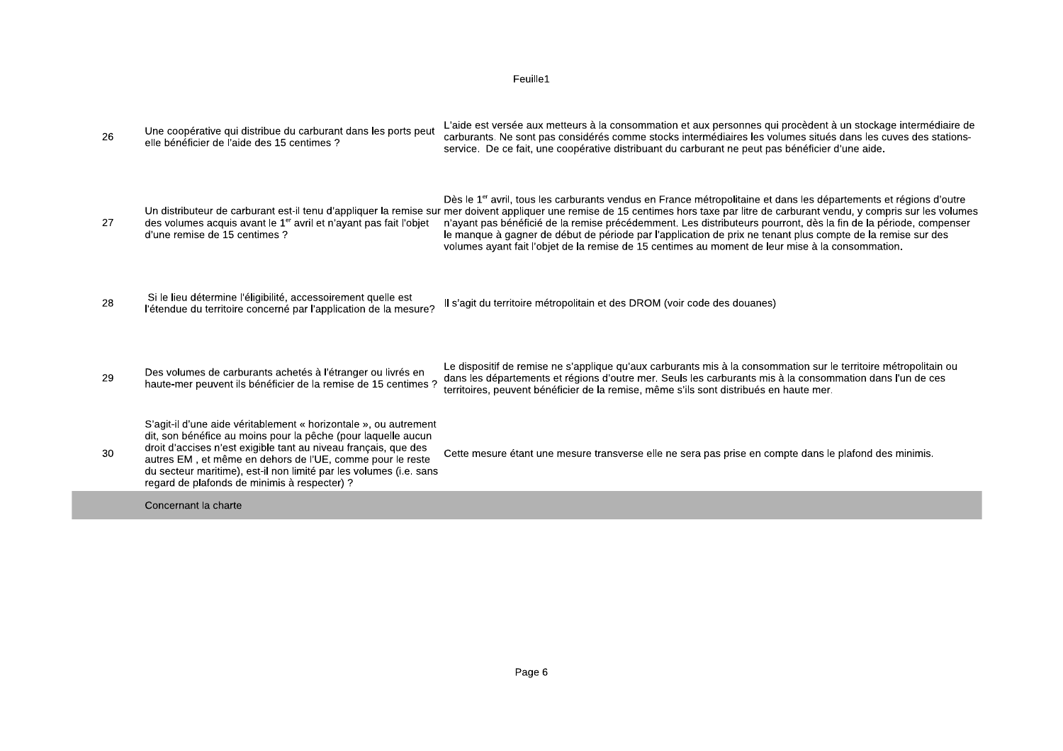| | | |
|---|---|---|
| 26 | Une coopérative qui distribue du carburant dans les ports peut elle bénéficier de l'aide des 15 centimes ? | L'aide est versée aux metteurs à la consommation et aux personnes qui procèdent à un stockage intermédiaire de carburants. Ne sont pas considérés comme stocks intermédiaires les volumes situés dans les cuves des stations-service. De ce fait, une coopérative distribuant du carburant ne peut pas bénéficier d'une aide. |
| 27 | Un distributeur de carburant est-il tenu d'appliquer la remise sur des volumes acquis avant le 1er avril et n'ayant pas fait l'objet d'une remise de 15 centimes ? | Dès le 1er avril, tous les carburants vendus en France métropolitaine et dans les départements et régions d'outre mer doivent appliquer une remise de 15 centimes hors taxe par litre de carburant vendu, y compris sur les volumes n'ayant pas bénéficié de la remise précédemment. Les distributeurs pourront, dès la fin de la période, compenser le manque à gagner de début de période par l'application de prix ne tenant plus compte de la remise sur des volumes ayant fait l'objet de la remise de 15 centimes au moment de leur mise à la consommation. |
| 28 | Si le lieu détermine l'éligibilité, accessoirement quelle est l'étendue du territoire concerné par l'application de la mesure? | Il s'agit du territoire métropolitain et des DROM (voir code des douanes) |
| 29 | Des volumes de carburants achetés à l'étranger ou livrés en haute-mer peuvent ils bénéficier de la remise de 15 centimes ? | Le dispositif de remise ne s'applique qu'aux carburants mis à la consommation sur le territoire métropolitain ou dans les départements et régions d'outre mer. Seuls les carburants mis à la consommation dans l'un de ces territoires, peuvent bénéficier de la remise, même s'ils sont distribués en haute mer. |
| 30 | S'agit-il d'une aide véritablement « horizontale », ou autrement dit, son bénéfice au moins pour la pêche (pour laquelle aucun droit d'accises n'est exigible tant au niveau français, que des autres EM , et même en dehors de l'UE, comme pour le reste du secteur maritime), est-il non limité par les volumes (i.e. sans regard de plafonds de minimis à respecter) ? | Cette mesure étant une mesure transverse elle ne sera pas prise en compte dans le plafond des minimis. |
| | **Concernant la charte** | |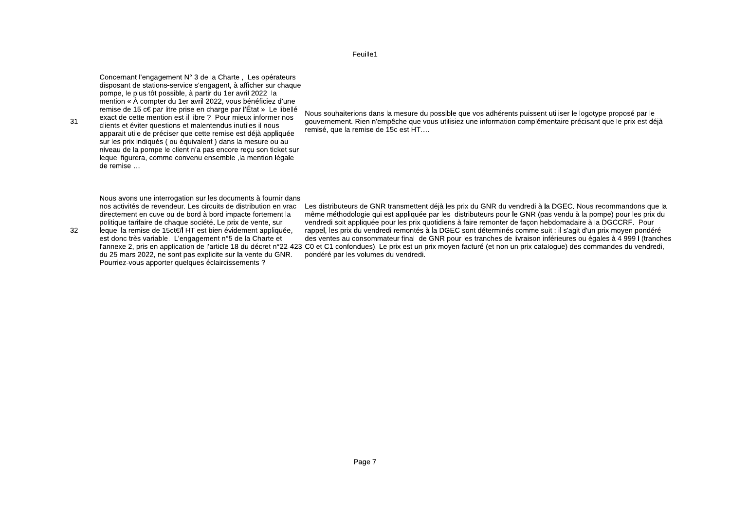| | | |
|---|---|---|
| 31 | Concernant l'engagement N° 3 de la Charte , Les opérateurs disposant de stations-service s'engagent, à afficher sur chaque pompe, le plus tôt possible, à partir du 1er avril 2022 la mention « À compter du 1er avril 2022, vous bénéficiez d'une remise de 15 c€ par litre prise en charge par l'État » Le libellé exact de cette mention est-il libre ? Pour mieux informer nos clients et éviter questions et malentendus inutiles il nous apparait utile de préciser que cette remise est déjà appliquée sur les prix indiqués ( ou équivalent ) dans la mesure ou au niveau de la pompe le client n'a pas encore reçu son ticket sur lequel figurera, comme convenu ensemble ,la mention légale de remise … | Nous souhaiterions dans la mesure du possible que vos adhérents puissent utiliser le logotype proposé par le gouvernement. Rien n'empêche que vous utilisiez une information complémentaire précisant que le prix est déjà remisé, que la remise de 15c est HT…. |
| 32 | Nous avons une interrogation sur les documents à fournir dans nos activités de revendeur. Les circuits de distribution en vrac directement en cuve ou de bord à bord impacte fortement la politique tarifaire de chaque société. Le prix de vente, sur lequel la remise de 15ct€/l HT est bien évidement appliquée, est donc très variable. L'engagement n°5 de la Charte et l'annexe 2, pris en application de l'article 18 du décret n°22-423 du 25 mars 2022, ne sont pas explicite sur la vente du GNR. Pourriez-vous apporter quelques éclaircissements ? | Les distributeurs de GNR transmettent déjà les prix du GNR du vendredi à la DGEC. Nous recommandons que la même méthodologie qui est appliquée par les distributeurs pour le GNR (pas vendu à la pompe) pour les prix du vendredi soit appliquée pour les prix quotidiens à faire remonter de façon hebdomadaire à la DGCCRF. Pour rappel, les prix du vendredi remontés à la DGEC sont déterminés comme suit : il s'agit d'un prix moyen pondéré des ventes au consommateur final de GNR pour les tranches de livraison inférieures ou égales à 4 999 l (tranches C0 et C1 confondues). Le prix est un prix moyen facturé (et non un prix catalogue) des commandes du vendredi, pondéré par les volumes du vendredi. |